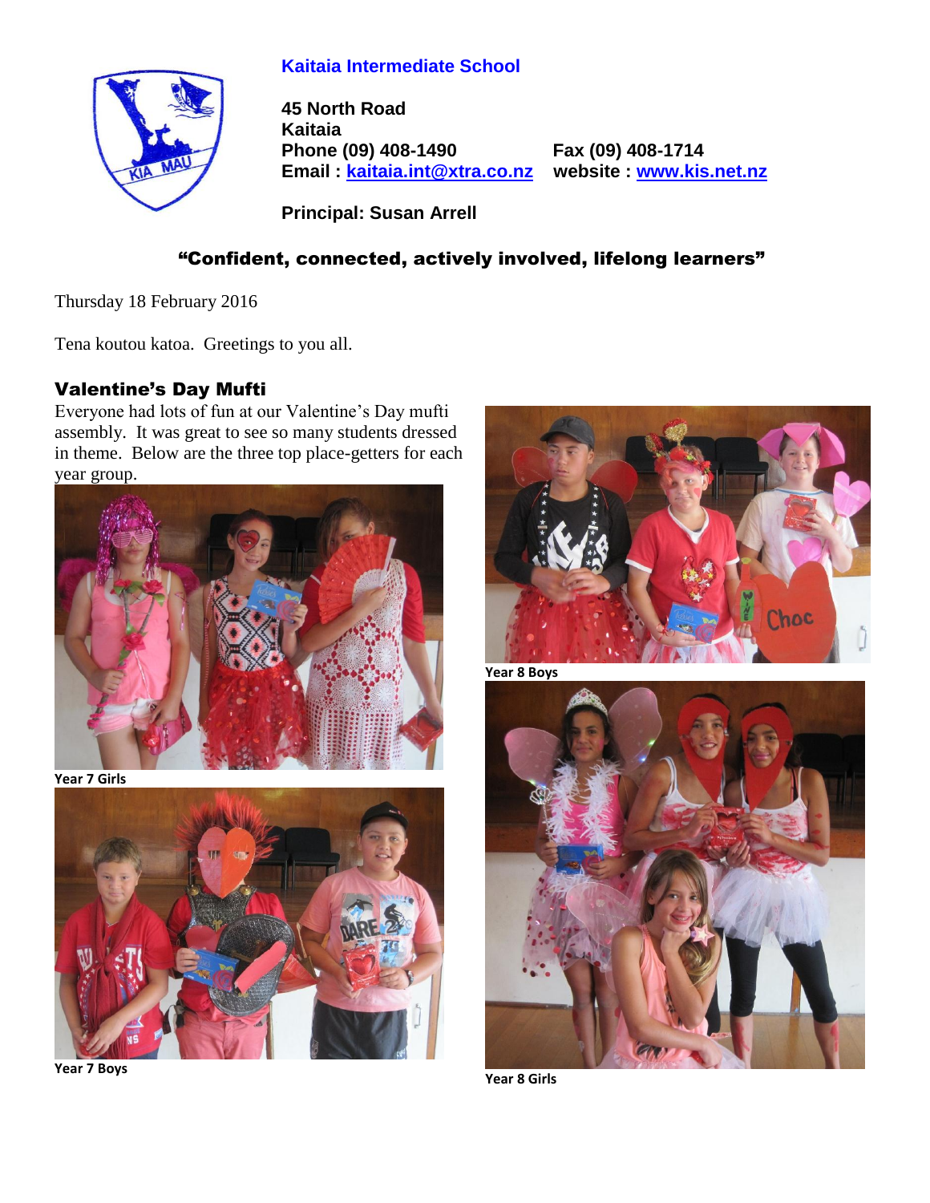# Kaitaia Intermediate School

**45 North Road**
**Kaitaia**
**Phone (09) 408-1490** **Fax (09) 408-1714**
**Email : kaitaia.int@xtra.co.nz** **website : www.kis.net.nz**

**Principal: Susan Arrell**

## "Confident, connected, actively involved, lifelong learners"

Thursday 18 February 2016

Tena koutou katoa. Greetings to you all.

### Valentine's Day Mufti

Everyone had lots of fun at our Valentine's Day mufti assembly. It was great to see so many students dressed in theme. Below are the three top place-getters for each year group.

**Year 7 Girls**

**Year 7 Boys**

**Year 8 Boys**

**Year 8 Girls**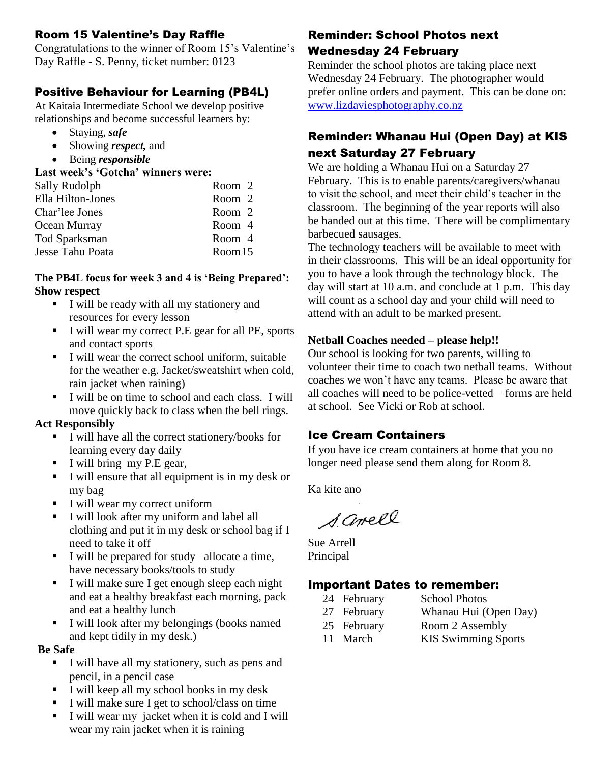## Room 15 Valentine's Day Raffle

Congratulations to the winner of Room 15's Valentine's Day Raffle - S. Penny, ticket number: 0123

## Positive Behaviour for Learning (PB4L)

At Kaitaia Intermediate School we develop positive relationships and become successful learners by:

- Staying, ***safe***
- Showing ***respect,*** and
- Being ***responsible***

**Last week's 'Gotcha' winners were:**

| | |
|---|---|
| Sally Rudolph | Room 2 |
| Ella Hilton-Jones | Room 2 |
| Char'lee Jones | Room 2 |
| Ocean Murray | Room 4 |
| Tod Sparksman | Room 4 |
| Jesse Tahu Poata | Room 15 |

**The PB4L focus for week 3 and 4 is 'Being Prepared':**
**Show respect**

- I will be ready with all my stationery and resources for every lesson
- I will wear my correct P.E gear for all PE, sports and contact sports
- I will wear the correct school uniform, suitable for the weather e.g. Jacket/sweatshirt when cold, rain jacket when raining)
- I will be on time to school and each class. I will move quickly back to class when the bell rings.

**Act Responsibly**

- I will have all the correct stationery/books for learning every day daily
- I will bring my P.E gear,
- I will ensure that all equipment is in my desk or my bag
- I will wear my correct uniform
- I will look after my uniform and label all clothing and put it in my desk or school bag if I need to take it off
- I will be prepared for study– allocate a time, have necessary books/tools to study
- I will make sure I get enough sleep each night and eat a healthy breakfast each morning, pack and eat a healthy lunch
- I will look after my belongings (books named and kept tidily in my desk.)

**Be Safe**

- I will have all my stationery, such as pens and pencil, in a pencil case
- I will keep all my school books in my desk
- I will make sure I get to school/class on time
- I will wear my jacket when it is cold and I will wear my rain jacket when it is raining

## Reminder: School Photos next Wednesday 24 February

Reminder the school photos are taking place next Wednesday 24 February. The photographer would prefer online orders and payment. This can be done on: www.lizdaviesphotography.co.nz

## Reminder: Whanau Hui (Open Day) at KIS next Saturday 27 February

We are holding a Whanau Hui on a Saturday 27 February. This is to enable parents/caregivers/whanau to visit the school, and meet their child's teacher in the classroom. The beginning of the year reports will also be handed out at this time. There will be complimentary barbecued sausages.
The technology teachers will be available to meet with in their classrooms. This will be an ideal opportunity for you to have a look through the technology block. The day will start at 10 a.m. and conclude at 1 p.m. This day will count as a school day and your child will need to attend with an adult to be marked present.

**Netball Coaches needed – please help!!**

Our school is looking for two parents, willing to volunteer their time to coach two netball teams. Without coaches we won't have any teams. Please be aware that all coaches will need to be police-vetted – forms are held at school. See Vicki or Rob at school.

## Ice Cream Containers

If you have ice cream containers at home that you no longer need please send them along for Room 8.

Ka kite ano

S. Arell

Sue Arell
Principal

## Important Dates to remember:

| | |
|---|---|
| 24 February | School Photos |
| 27 February | Whanau Hui (Open Day) |
| 25 February | Room 2 Assembly |
| 11 March | KIS Swimming Sports |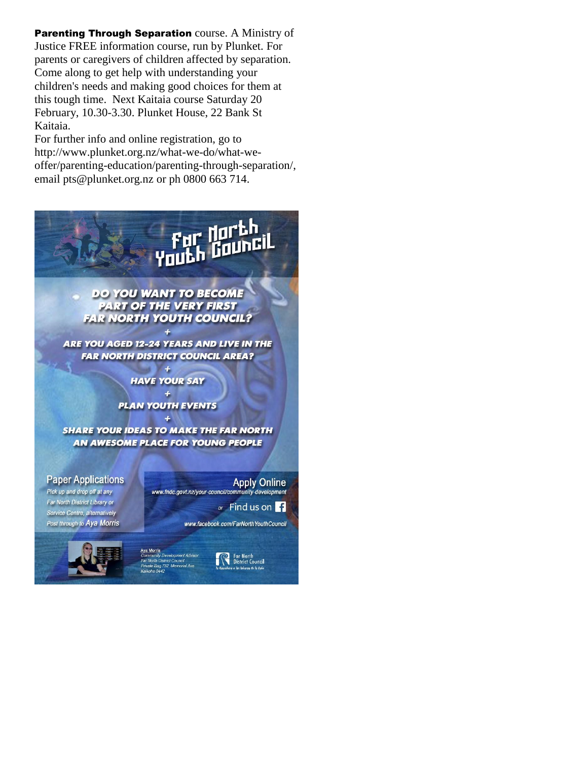**Parenting Through Separation** course. A Ministry of Justice FREE information course, run by Plunket. For parents or caregivers of children affected by separation. Come along to get help with understanding your children's needs and making good choices for them at this tough time. Next Kaitaia course Saturday 20 February, 10.30-3.30. Plunket House, 22 Bank St Kaitaia.

For further info and online registration, go to http://www.plunket.org.nz/what-we-do/what-we-offer/parenting-education/parenting-through-separation/, email pts@plunket.org.nz or ph 0800 663 714.

# Far North Youth Council

**DO YOU WANT TO BECOME PART OF THE VERY FIRST FAR NORTH YOUTH COUNCIL?**

+

**ARE YOU AGED 12-24 YEARS AND LIVE IN THE FAR NORTH DISTRICT COUNCIL AREA?**

+

**HAVE YOUR SAY**

+

**PLAN YOUTH EVENTS**

+

**SHARE YOUR IDEAS TO MAKE THE FAR NORTH AN AWESOME PLACE FOR YOUNG PEOPLE**

**Paper Applications**

*Pick up and drop off at any Far North District Library or Service Centre, alternatively Post through to Aya Morris*

**Apply Online**

www.fndc.govt.nz/your-council/community-development

or Find us on Facebook

www.facebook.com/FarNorthYouthCouncil

Aya Morris
Community Development Advisor
Far North District Council
Private Bag 752, Memorial Ave
Kaikohe 0442

Far North District Council
Te Kaunihera o Tai Tokerau Ki Te Raki